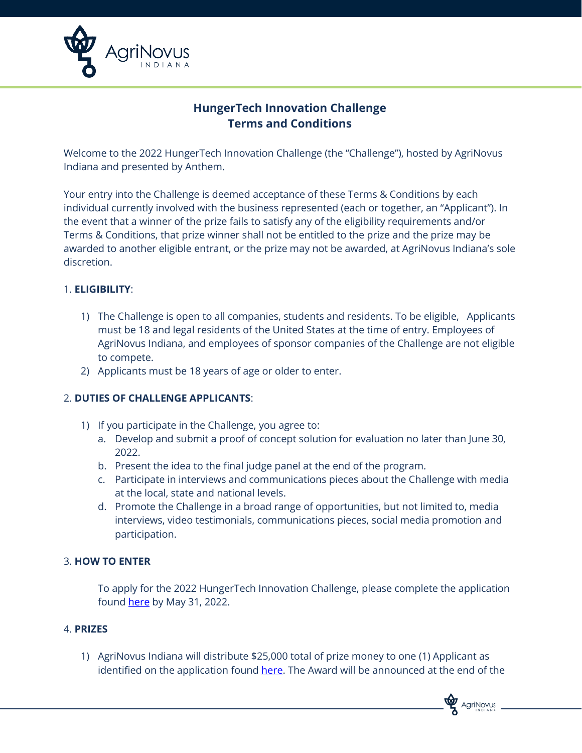# HungerTech Innovation Challenge
# Terms and Conditions

Welcome to the 2022 HungerTech Innovation Challenge (the "Challenge"), hosted by AgriNovus Indiana and presented by Anthem.

Your entry into the Challenge is deemed acceptance of these Terms & Conditions by each individual currently involved with the business represented (each or together, an "Applicant"). In the event that a winner of the prize fails to satisfy any of the eligibility requirements and/or Terms & Conditions, that prize winner shall not be entitled to the prize and the prize may be awarded to another eligible entrant, or the prize may not be awarded, at AgriNovus Indiana's sole discretion.

## 1. **ELIGIBILITY**:

1) The Challenge is open to all companies, students and residents. To be eligible, Applicants must be 18 and legal residents of the United States at the time of entry. Employees of AgriNovus Indiana, and employees of sponsor companies of the Challenge are not eligible to compete.
2) Applicants must be 18 years of age or older to enter.

## 2. **DUTIES OF CHALLENGE APPLICANTS**:

1) If you participate in the Challenge, you agree to:
   a. Develop and submit a proof of concept solution for evaluation no later than June 30, 2022.
   b. Present the idea to the final judge panel at the end of the program.
   c. Participate in interviews and communications pieces about the Challenge with media at the local, state and national levels.
   d. Promote the Challenge in a broad range of opportunities, but not limited to, media interviews, video testimonials, communications pieces, social media promotion and participation.

## 3. **HOW TO ENTER**

To apply for the 2022 HungerTech Innovation Challenge, please complete the application found here by May 31, 2022.

## 4. **PRIZES**

1) AgriNovus Indiana will distribute $25,000 total of prize money to one (1) Applicant as identified on the application found here. The Award will be announced at the end of the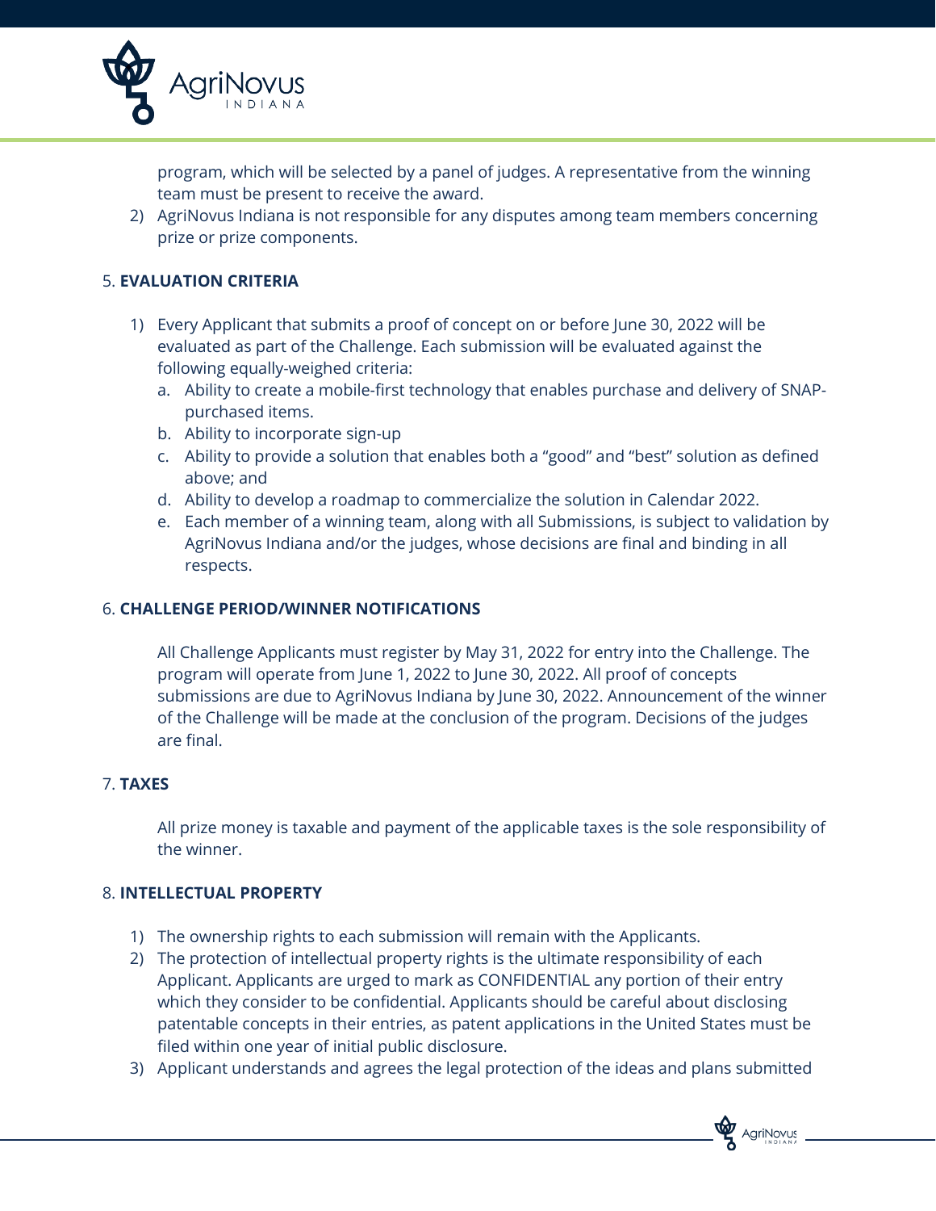program, which will be selected by a panel of judges. A representative from the winning team must be present to receive the award.

2) AgriNovus Indiana is not responsible for any disputes among team members concerning prize or prize components.

## 5. EVALUATION CRITERIA

1) Every Applicant that submits a proof of concept on or before June 30, 2022 will be evaluated as part of the Challenge. Each submission will be evaluated against the following equally-weighed criteria:
   a. Ability to create a mobile-first technology that enables purchase and delivery of SNAP-purchased items.
   b. Ability to incorporate sign-up
   c. Ability to provide a solution that enables both a "good" and "best" solution as defined above; and
   d. Ability to develop a roadmap to commercialize the solution in Calendar 2022.
   e. Each member of a winning team, along with all Submissions, is subject to validation by AgriNovus Indiana and/or the judges, whose decisions are final and binding in all respects.

## 6. CHALLENGE PERIOD/WINNER NOTIFICATIONS

All Challenge Applicants must register by May 31, 2022 for entry into the Challenge. The program will operate from June 1, 2022 to June 30, 2022. All proof of concepts submissions are due to AgriNovus Indiana by June 30, 2022. Announcement of the winner of the Challenge will be made at the conclusion of the program. Decisions of the judges are final.

## 7. TAXES

All prize money is taxable and payment of the applicable taxes is the sole responsibility of the winner.

## 8. INTELLECTUAL PROPERTY

1) The ownership rights to each submission will remain with the Applicants.
2) The protection of intellectual property rights is the ultimate responsibility of each Applicant. Applicants are urged to mark as CONFIDENTIAL any portion of their entry which they consider to be confidential. Applicants should be careful about disclosing patentable concepts in their entries, as patent applications in the United States must be filed within one year of initial public disclosure.
3) Applicant understands and agrees the legal protection of the ideas and plans submitted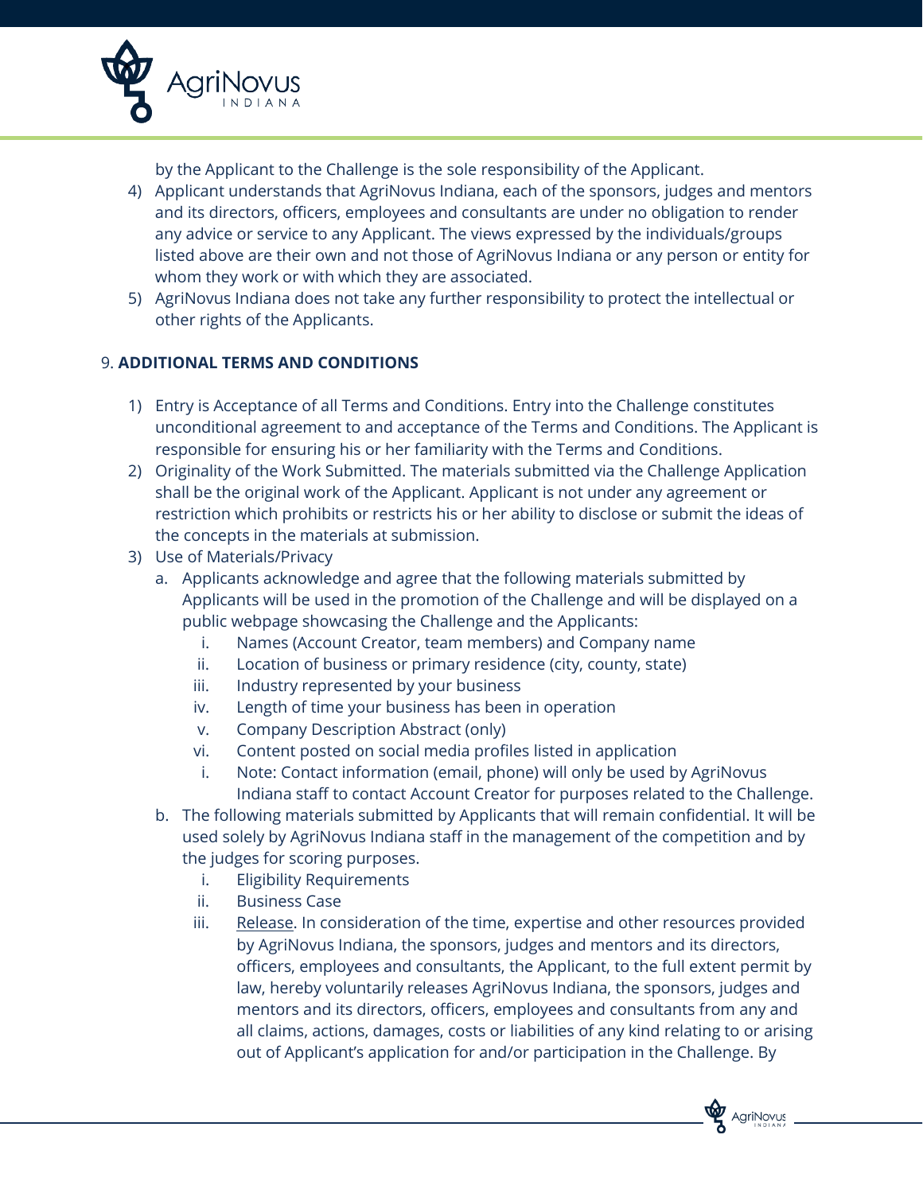by the Applicant to the Challenge is the sole responsibility of the Applicant.

4) Applicant understands that AgriNovus Indiana, each of the sponsors, judges and mentors and its directors, officers, employees and consultants are under no obligation to render any advice or service to any Applicant. The views expressed by the individuals/groups listed above are their own and not those of AgriNovus Indiana or any person or entity for whom they work or with which they are associated.
5) AgriNovus Indiana does not take any further responsibility to protect the intellectual or other rights of the Applicants.

## 9. ADDITIONAL TERMS AND CONDITIONS

1) Entry is Acceptance of all Terms and Conditions. Entry into the Challenge constitutes unconditional agreement to and acceptance of the Terms and Conditions. The Applicant is responsible for ensuring his or her familiarity with the Terms and Conditions.
2) Originality of the Work Submitted. The materials submitted via the Challenge Application shall be the original work of the Applicant. Applicant is not under any agreement or restriction which prohibits or restricts his or her ability to disclose or submit the ideas of the concepts in the materials at submission.
3) Use of Materials/Privacy
   a. Applicants acknowledge and agree that the following materials submitted by Applicants will be used in the promotion of the Challenge and will be displayed on a public webpage showcasing the Challenge and the Applicants:
      i. Names (Account Creator, team members) and Company name
      ii. Location of business or primary residence (city, county, state)
      iii. Industry represented by your business
      iv. Length of time your business has been in operation
      v. Company Description Abstract (only)
      vi. Content posted on social media profiles listed in application
         i. Note: Contact information (email, phone) will only be used by AgriNovus Indiana staff to contact Account Creator for purposes related to the Challenge.
   b. The following materials submitted by Applicants that will remain confidential. It will be used solely by AgriNovus Indiana staff in the management of the competition and by the judges for scoring purposes.
      i. Eligibility Requirements
      ii. Business Case
      iii. Release. In consideration of the time, expertise and other resources provided by AgriNovus Indiana, the sponsors, judges and mentors and its directors, officers, employees and consultants, the Applicant, to the full extent permit by law, hereby voluntarily releases AgriNovus Indiana, the sponsors, judges and mentors and its directors, officers, employees and consultants from any and all claims, actions, damages, costs or liabilities of any kind relating to or arising out of Applicant's application for and/or participation in the Challenge. By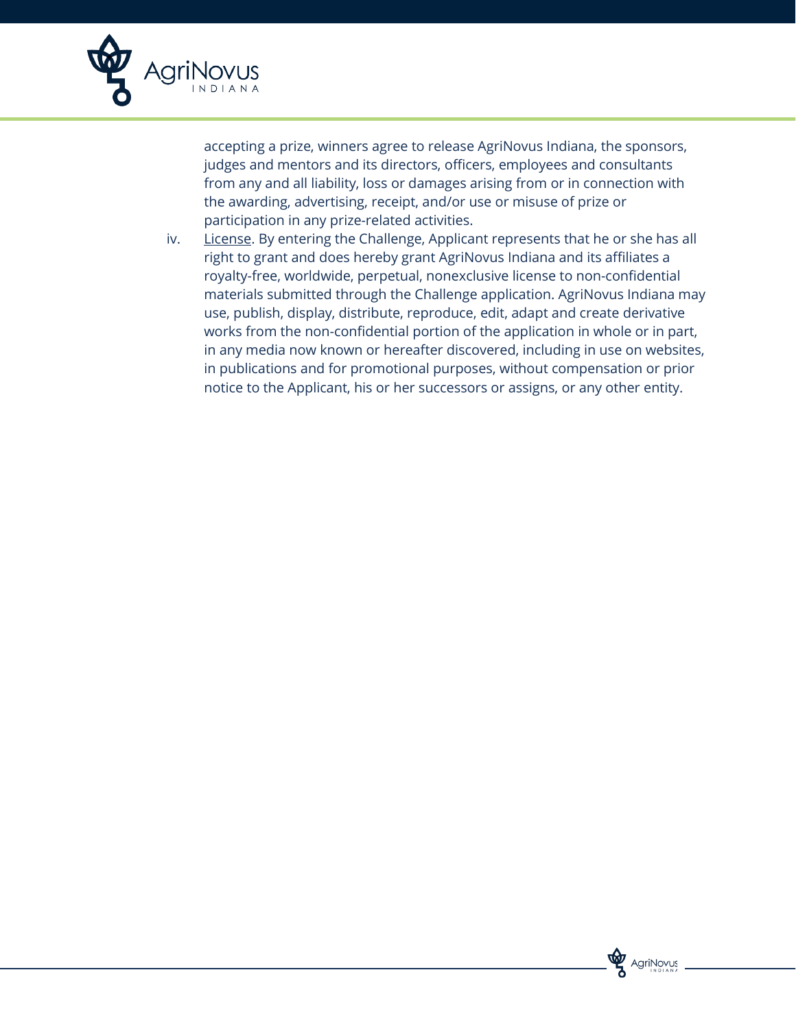accepting a prize, winners agree to release AgriNovus Indiana, the sponsors, judges and mentors and its directors, officers, employees and consultants from any and all liability, loss or damages arising from or in connection with the awarding, advertising, receipt, and/or use or misuse of prize or participation in any prize-related activities.

iv. <u>License</u>. By entering the Challenge, Applicant represents that he or she has all right to grant and does hereby grant AgriNovus Indiana and its affiliates a royalty-free, worldwide, perpetual, nonexclusive license to non-confidential materials submitted through the Challenge application. AgriNovus Indiana may use, publish, display, distribute, reproduce, edit, adapt and create derivative works from the non-confidential portion of the application in whole or in part, in any media now known or hereafter discovered, including in use on websites, in publications and for promotional purposes, without compensation or prior notice to the Applicant, his or her successors or assigns, or any other entity.